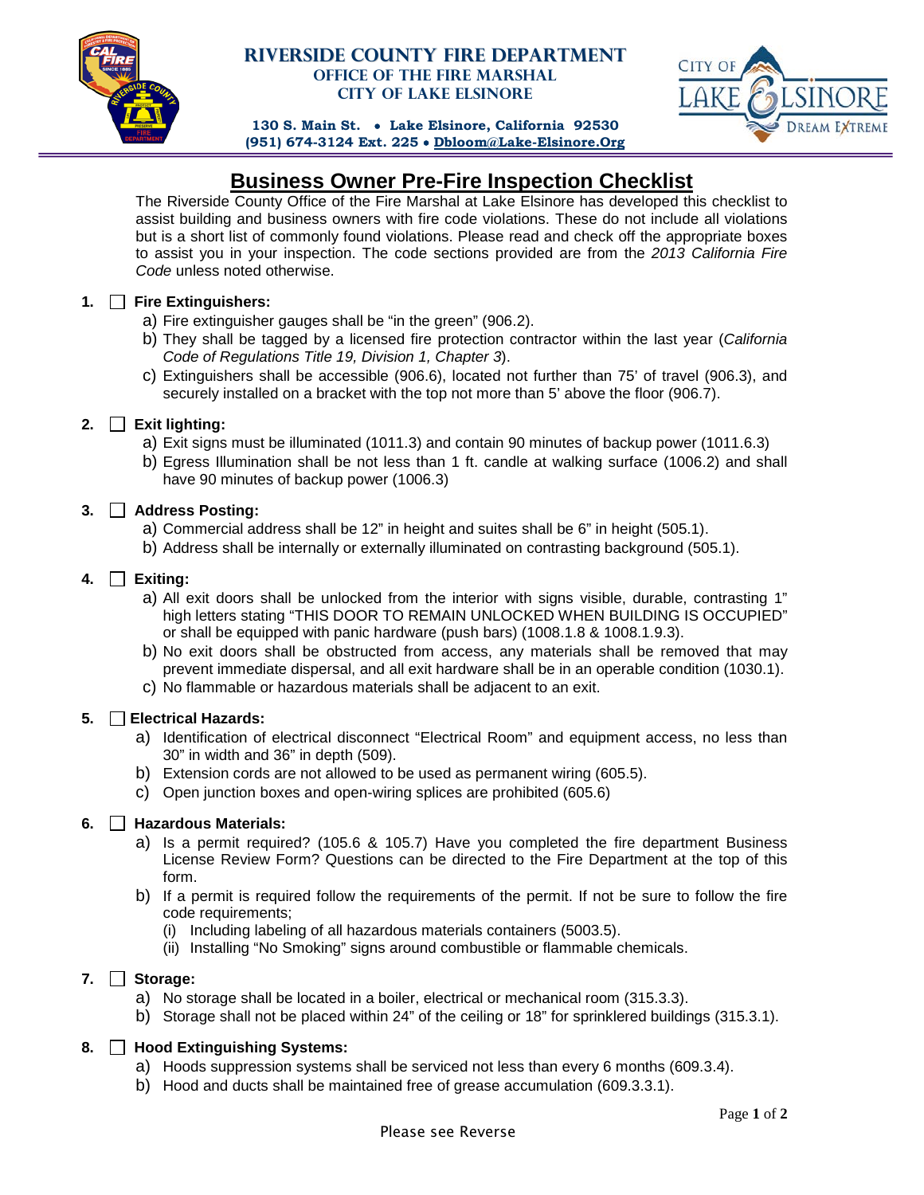**RIVERSIDE COUNTY FIRE DEPARTMENT**
**OFFICE OF THE FIRE MARSHAL**
**CITY OF LAKE ELSINORE**

**130 S. Main St. • Lake Elsinore, California 92530**
**(951) 674-3124 Ext. 225 • Dbloom@Lake-Elsinore.Org**

# Business Owner Pre-Fire Inspection Checklist

The Riverside County Office of the Fire Marshal at Lake Elsinore has developed this checklist to assist building and business owners with fire code violations. These do not include all violations but is a short list of commonly found violations. Please read and check off the appropriate boxes to assist you in your inspection. The code sections provided are from the *2013 California Fire Code* unless noted otherwise.

**1.** ☐ **Fire Extinguishers:**
   a) Fire extinguisher gauges shall be "in the green" (906.2).
   b) They shall be tagged by a licensed fire protection contractor within the last year (*California Code of Regulations Title 19, Division 1, Chapter 3*).
   c) Extinguishers shall be accessible (906.6), located not further than 75' of travel (906.3), and securely installed on a bracket with the top not more than 5' above the floor (906.7).

**2.** ☐ **Exit lighting:**
   a) Exit signs must be illuminated (1011.3) and contain 90 minutes of backup power (1011.6.3)
   b) Egress Illumination shall be not less than 1 ft. candle at walking surface (1006.2) and shall have 90 minutes of backup power (1006.3)

**3.** ☐ **Address Posting:**
   a) Commercial address shall be 12" in height and suites shall be 6" in height (505.1).
   b) Address shall be internally or externally illuminated on contrasting background (505.1).

**4.** ☐ **Exiting:**
   a) All exit doors shall be unlocked from the interior with signs visible, durable, contrasting 1" high letters stating "THIS DOOR TO REMAIN UNLOCKED WHEN BUILDING IS OCCUPIED" or shall be equipped with panic hardware (push bars) (1008.1.8 & 1008.1.9.3).
   b) No exit doors shall be obstructed from access, any materials shall be removed that may prevent immediate dispersal, and all exit hardware shall be in an operable condition (1030.1).
   c) No flammable or hazardous materials shall be adjacent to an exit.

**5.** ☐ **Electrical Hazards:**
   a) Identification of electrical disconnect "Electrical Room" and equipment access, no less than 30" in width and 36" in depth (509).
   b) Extension cords are not allowed to be used as permanent wiring (605.5).
   c) Open junction boxes and open-wiring splices are prohibited (605.6)

**6.** ☐ **Hazardous Materials:**
   a) Is a permit required? (105.6 & 105.7) Have you completed the fire department Business License Review Form? Questions can be directed to the Fire Department at the top of this form.
   b) If a permit is required follow the requirements of the permit. If not be sure to follow the fire code requirements;
      (i) Including labeling of all hazardous materials containers (5003.5).
      (ii) Installing "No Smoking" signs around combustible or flammable chemicals.

**7.** ☐ **Storage:**
   a) No storage shall be located in a boiler, electrical or mechanical room (315.3.3).
   b) Storage shall not be placed within 24" of the ceiling or 18" for sprinklered buildings (315.3.1).

**8.** ☐ **Hood Extinguishing Systems:**
   a) Hoods suppression systems shall be serviced not less than every 6 months (609.3.4).
   b) Hood and ducts shall be maintained free of grease accumulation (609.3.3.1).

Please see Reverse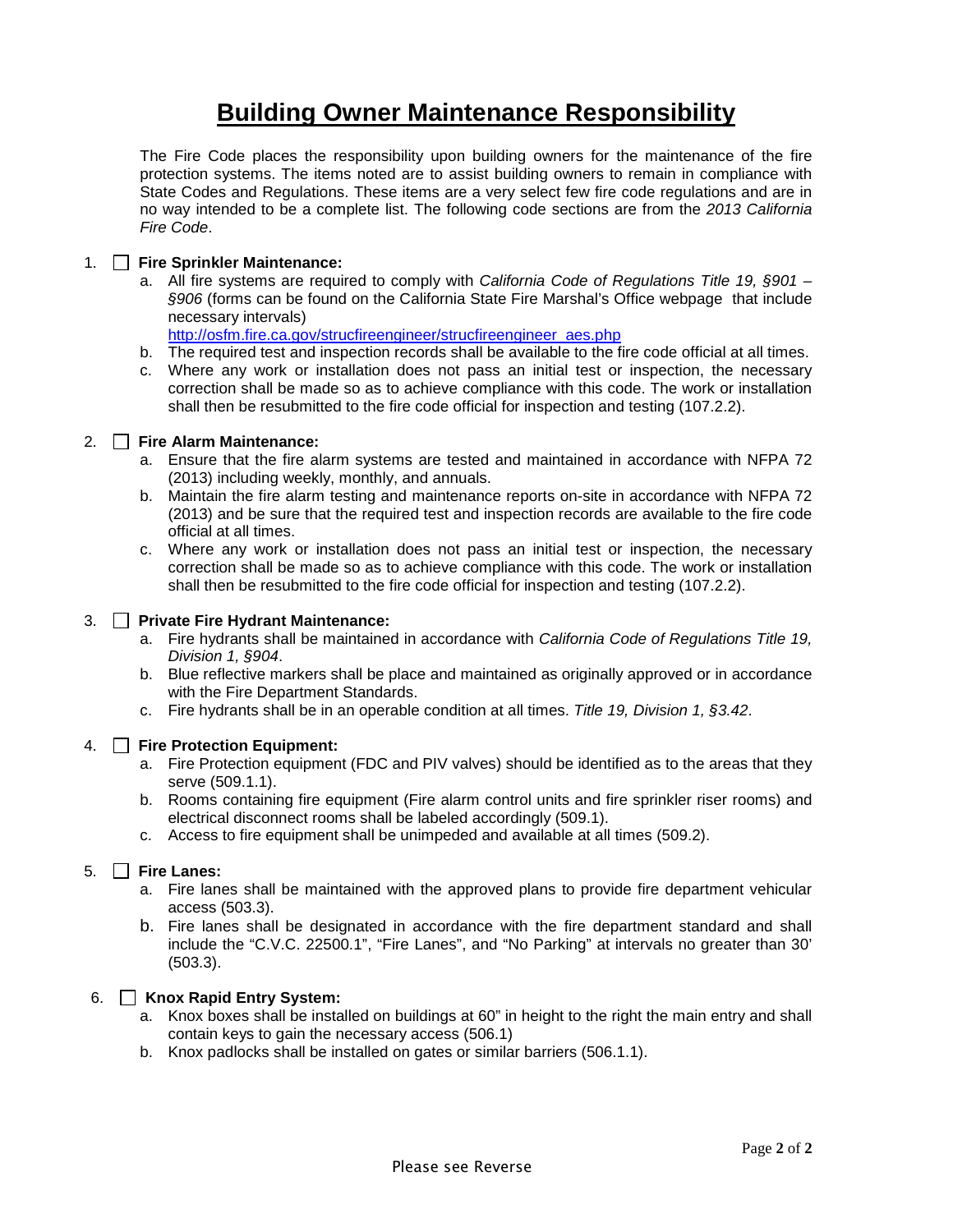# Building Owner Maintenance Responsibility

The Fire Code places the responsibility upon building owners for the maintenance of the fire protection systems. The items noted are to assist building owners to remain in compliance with State Codes and Regulations. These items are a very select few fire code regulations and are in no way intended to be a complete list. The following code sections are from the *2013 California Fire Code*.

1. ☐ **Fire Sprinkler Maintenance:**
   a. All fire systems are required to comply with *California Code of Regulations Title 19, §901 – §906* (forms can be found on the California State Fire Marshal's Office webpage that include necessary intervals) http://osfm.fire.ca.gov/strucfireengineer/strucfireengineer_aes.php
   b. The required test and inspection records shall be available to the fire code official at all times.
   c. Where any work or installation does not pass an initial test or inspection, the necessary correction shall be made so as to achieve compliance with this code. The work or installation shall then be resubmitted to the fire code official for inspection and testing (107.2.2).

2. ☐ **Fire Alarm Maintenance:**
   a. Ensure that the fire alarm systems are tested and maintained in accordance with NFPA 72 (2013) including weekly, monthly, and annuals.
   b. Maintain the fire alarm testing and maintenance reports on-site in accordance with NFPA 72 (2013) and be sure that the required test and inspection records are available to the fire code official at all times.
   c. Where any work or installation does not pass an initial test or inspection, the necessary correction shall be made so as to achieve compliance with this code. The work or installation shall then be resubmitted to the fire code official for inspection and testing (107.2.2).

3. ☐ **Private Fire Hydrant Maintenance:**
   a. Fire hydrants shall be maintained in accordance with *California Code of Regulations Title 19, Division 1, §904*.
   b. Blue reflective markers shall be place and maintained as originally approved or in accordance with the Fire Department Standards.
   c. Fire hydrants shall be in an operable condition at all times. *Title 19, Division 1, §3.42*.

4. ☐ **Fire Protection Equipment:**
   a. Fire Protection equipment (FDC and PIV valves) should be identified as to the areas that they serve (509.1.1).
   b. Rooms containing fire equipment (Fire alarm control units and fire sprinkler riser rooms) and electrical disconnect rooms shall be labeled accordingly (509.1).
   c. Access to fire equipment shall be unimpeded and available at all times (509.2).

5. ☐ **Fire Lanes:**
   a. Fire lanes shall be maintained with the approved plans to provide fire department vehicular access (503.3).
   b. Fire lanes shall be designated in accordance with the fire department standard and shall include the "C.V.C. 22500.1", "Fire Lanes", and "No Parking" at intervals no greater than 30' (503.3).

6. ☐ **Knox Rapid Entry System:**
   a. Knox boxes shall be installed on buildings at 60" in height to the right the main entry and shall contain keys to gain the necessary access (506.1)
   b. Knox padlocks shall be installed on gates or similar barriers (506.1.1).

Please see Reverse